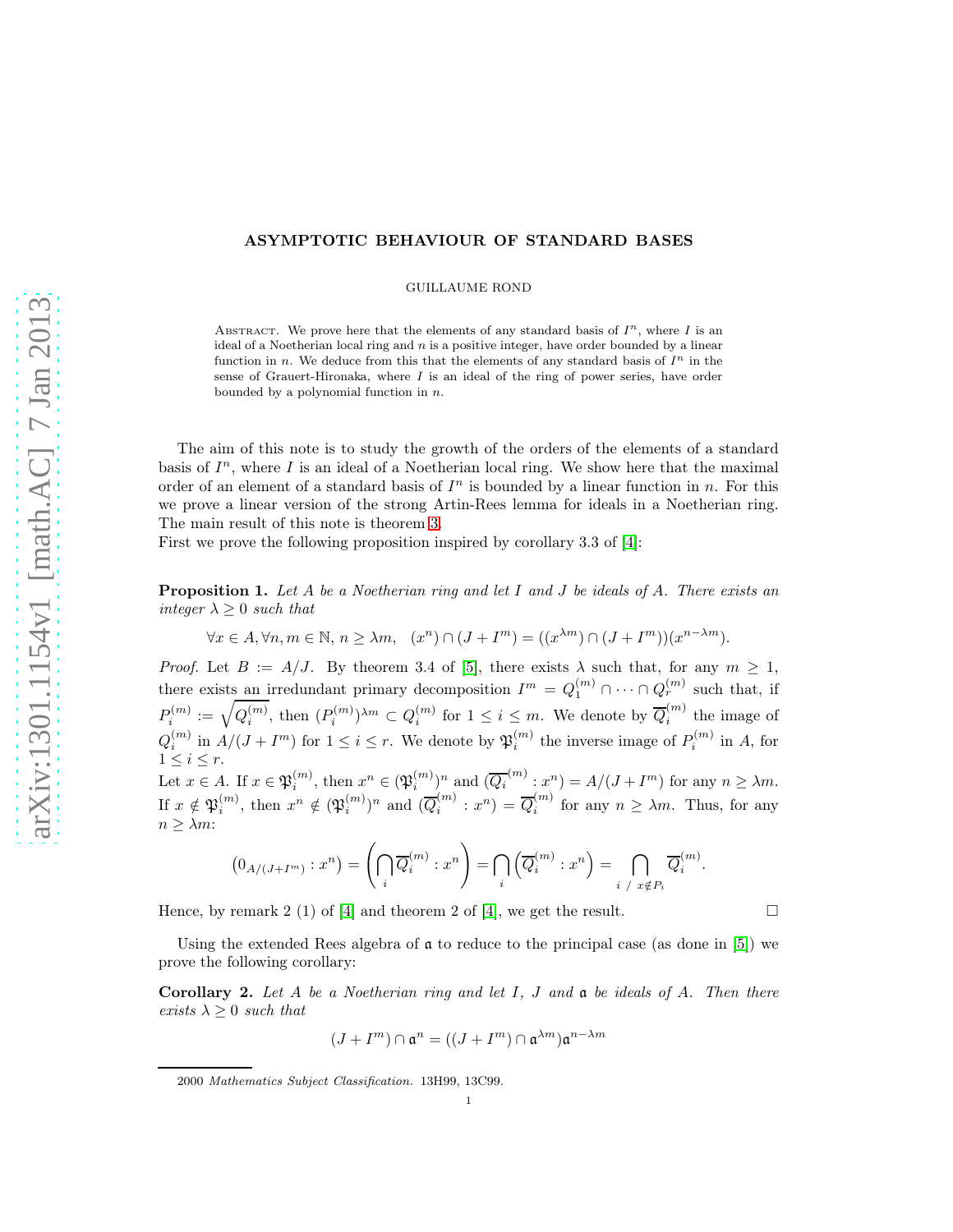# ASYMPTOTIC BEHAVIOUR OF STANDARD BASES

GUILLAUME ROND

Abstract. We prove here that the elements of any standard basis of $I^n$, where $I$ is an ideal of a Noetherian local ring and $n$ is a positive integer, have order bounded by a linear function in $n$. We deduce from this that the elements of any standard basis of $I^n$ in the sense of Grauert-Hironaka, where $I$ is an ideal of the ring of power series, have order bounded by a polynomial function in $n$.

The aim of this note is to study the growth of the orders of the elements of a standard basis of $I^n$, where $I$ is an ideal of a Noetherian local ring. We show here that the maximal order of an element of a standard basis of $I^n$ is bounded by a linear function in $n$. For this we prove a linear version of the strong Artin-Rees lemma for ideals in a Noetherian ring. The main result of this note is theorem 3.

First we prove the following proposition inspired by corollary 3.3 of [4]:

**Proposition 1.** *Let $A$ be a Noetherian ring and let $I$ and $J$ be ideals of $A$. There exists an integer $\lambda \geq 0$ such that*

$$\forall x \in A, \forall n, m \in \mathbb{N},\, n \geq \lambda m, \quad (x^n) \cap (J + I^m) = ((x^{\lambda m}) \cap (J + I^m))(x^{n-\lambda m}).$$

*Proof.* Let $B := A/J$. By theorem 3.4 of [5], there exists $\lambda$ such that, for any $m \geq 1$, there exists an irredundant primary decomposition $I^m = Q_1^{(m)} \cap \cdots \cap Q_r^{(m)}$ such that, if $P_i^{(m)} := \sqrt{Q_i^{(m)}}$, then $(P_i^{(m)})^{\lambda m} \subset Q_i^{(m)}$ for $1 \leq i \leq m$. We denote by $\overline{Q}_i^{(m)}$ the image of $Q_i^{(m)}$ in $A/(J + I^m)$ for $1 \leq i \leq r$. We denote by $\mathfrak{P}_i^{(m)}$ the inverse image of $P_i^{(m)}$ in $A$, for $1 \leq i \leq r$.

Let $x \in A$. If $x \in \mathfrak{P}_i^{(m)}$, then $x^n \in (\mathfrak{P}_i^{(m)})^n$ and $(\overline{Q}_i^{(m)} : x^n) = A/(J + I^m)$ for any $n \geq \lambda m$. If $x \notin \mathfrak{P}_i^{(m)}$, then $x^n \notin (\mathfrak{P}_i^{(m)})^n$ and $(\overline{Q}_i^{(m)} : x^n) = \overline{Q}_i^{(m)}$ for any $n \geq \lambda m$. Thus, for any $n \geq \lambda m$:

$$(0_{A/(J+I^m)} : x^n) = \left(\bigcap_i \overline{Q}_i^{(m)} : x^n\right) = \bigcap_i \left(\overline{Q}_i^{(m)} : x^n\right) = \bigcap_{i \ / \ x \notin P_i} \overline{Q}_i^{(m)}.$$

Hence, by remark 2 (1) of [4] and theorem 2 of [4], we get the result. $\square$

Using the extended Rees algebra of $\mathfrak{a}$ to reduce to the principal case (as done in [5]) we prove the following corollary:

**Corollary 2.** *Let $A$ be a Noetherian ring and let $I$, $J$ and $\mathfrak{a}$ be ideals of $A$. Then there exists $\lambda \geq 0$ such that*

$$(J + I^m) \cap \mathfrak{a}^n = ((J + I^m) \cap \mathfrak{a}^{\lambda m})\mathfrak{a}^{n-\lambda m}$$

2000 *Mathematics Subject Classification.* 13H99, 13C99.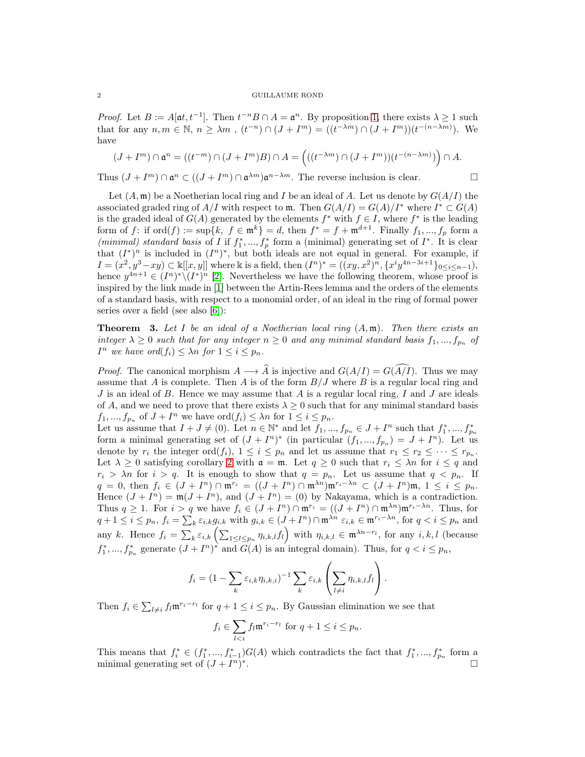*Proof.* Let $B := A[\mathfrak{a}t, t^{-1}]$. Then $t^{-n}B \cap A = \mathfrak{a}^n$. By proposition 1, there exists $\lambda \geq 1$ such that for any $n, m \in \mathbb{N}$, $n \geq \lambda m$ , $(t^{-n}) \cap (J + I^m) = ((t^{-\lambda m}) \cap (J + I^m))(t^{-(n-\lambda m)})$. We have

$$(J + I^m) \cap \mathfrak{a}^n = ((t^{-m}) \cap (J + I^m)B) \cap A = \Big(((t^{-\lambda m}) \cap (J + I^m))(t^{-(n-\lambda m)})\Big) \cap A.$$

Thus $(J + I^m) \cap \mathfrak{a}^n \subset ((J + I^m) \cap \mathfrak{a}^{\lambda m})\mathfrak{a}^{n-\lambda m}$. The reverse inclusion is clear. □

Let $(A, \mathfrak{m})$ be a Noetherian local ring and $I$ be an ideal of $A$. Let us denote by $G(A/I)$ the associated graded ring of $A/I$ with respect to $\mathfrak{m}$. Then $G(A/I) = G(A)/I^*$ where $I^* \subset G(A)$ is the graded ideal of $G(A)$ generated by the elements $f^*$ with $f \in I$, where $f^*$ is the leading form of $f$: if $\text{ord}(f) := \sup\{k,\ f \in \mathfrak{m}^k\} = d$, then $f^* = f + \mathfrak{m}^{d+1}$. Finally $f_1, ..., f_p$ form a *(minimal) standard basis* of $I$ if $f_1^*, ..., f_p^*$ form a (minimal) generating set of $I^*$. It is clear that $(I^*)^n$ is included in $(I^n)^*$, but both ideals are not equal in general. For example, if $I = (x^2, y^3 - xy) \subset \Bbbk[[x, y]]$ where $\Bbbk$ is a field, then $(I^n)^* = ((xy, x^2)^n, \{x^i y^{4n-3i+1}\}_{0 \leq i \leq n-1})$, hence $y^{4n+1} \in (I^n)^* \backslash (I^*)^n$ [2]. Nevertheless we have the following theorem, whose proof is inspired by the link made in [1] between the Artin-Rees lemma and the orders of the elements of a standard basis, with respect to a monomial order, of an ideal in the ring of formal power series over a field (see also [6]):

**Theorem 3.** *Let $I$ be an ideal of a Noetherian local ring $(A, \mathfrak{m})$. Then there exists an integer $\lambda \geq 0$ such that for any integer $n \geq 0$ and any minimal standard basis $f_1, ..., f_{p_n}$ of $I^n$ we have $\text{ord}(f_i) \leq \lambda n$ for $1 \leq i \leq p_n$.*

*Proof.* The canonical morphism $A \longrightarrow \widehat{A}$ is injective and $G(A/I) = G(\widehat{A/I})$. Thus we may assume that $A$ is complete. Then $A$ is of the form $B/J$ where $B$ is a regular local ring and $J$ is an ideal of $B$. Hence we may assume that $A$ is a regular local ring, $I$ and $J$ are ideals of $A$, and we need to prove that there exists $\lambda \geq 0$ such that for any minimal standard basis $f_1, ..., f_{p_n}$ of $J + I^n$ we have $\text{ord}(f_i) \leq \lambda n$ for $1 \leq i \leq p_n$.
Let us assume that $I + J \neq (0)$. Let $n \in \mathbb{N}^*$ and let $f_1, ..., f_{p_n} \in J + I^n$ such that $f_1^*, ..., f_{p_n}^*$ form a minimal generating set of $(J + I^n)^*$ (in particular $(f_1, ..., f_{p_n}) = J + I^n$). Let us denote by $r_i$ the integer $\text{ord}(f_i)$, $1 \leq i \leq p_n$ and let us assume that $r_1 \leq r_2 \leq \cdots \leq r_{p_n}$. Let $\lambda \geq 0$ satisfying corollary 2 with $\mathfrak{a} = \mathfrak{m}$. Let $q \geq 0$ such that $r_i \leq \lambda n$ for $i \leq q$ and $r_i > \lambda n$ for $i > q$. It is enough to show that $q = p_n$. Let us assume that $q < p_n$. If $q = 0$, then $f_i \in (J + I^n) \cap \mathfrak{m}^{r_i} = ((J + I^n) \cap \mathfrak{m}^{\lambda n})\mathfrak{m}^{r_i - \lambda n} \subset (J + I^n)\mathfrak{m}$, $1 \leq i \leq p_n$. Hence $(J + I^n) = \mathfrak{m}(J + I^n)$, and $(J + I^n) = (0)$ by Nakayama, which is a contradiction. Thus $q \geq 1$. For $i > q$ we have $f_i \in (J + I^n) \cap \mathfrak{m}^{r_i} = ((J + I^n) \cap \mathfrak{m}^{\lambda n})\mathfrak{m}^{r_i - \lambda n}$. Thus, for $q + 1 \leq i \leq p_n$, $f_i = \sum_k \varepsilon_{i,k} g_{i,k}$ with $g_{i,k} \in (J + I^n) \cap \mathfrak{m}^{\lambda n}$ $\varepsilon_{i,k} \in \mathfrak{m}^{r_i - \lambda n}$, for $q < i \leq p_n$ and any $k$. Hence $f_i = \sum_k \varepsilon_{i,k} \left(\sum_{1 \leq l \leq p_n} \eta_{i,k,l} f_l\right)$ with $\eta_{i,k,l} \in \mathfrak{m}^{\lambda n - r_l}$, for any $i, k, l$ (because $f_1^*, ..., f_{p_n}^*$ generate $(J + I^n)^*$ and $G(A)$ is an integral domain). Thus, for $q < i \leq p_n$,

$$f_i = (1 - \sum_k \varepsilon_{i,k} \eta_{i,k,i})^{-1} \sum_k \varepsilon_{i,k} \left( \sum_{l \neq i} \eta_{i,k,l} f_l \right).$$

Then $f_i \in \sum_{l \neq i} f_l \mathfrak{m}^{r_i - r_l}$ for $q + 1 \leq i \leq p_n$. By Gaussian elimination we see that

$$f_i \in \sum_{l < i} f_l \mathfrak{m}^{r_i - r_l} \text{ for } q + 1 \leq i \leq p_n.$$

This means that $f_i^* \in (f_1^*, ..., f_{i-1}^*)G(A)$ which contradicts the fact that $f_1^*, ..., f_{p_n}^*$ form a minimal generating set of $(J + I^n)^*$. □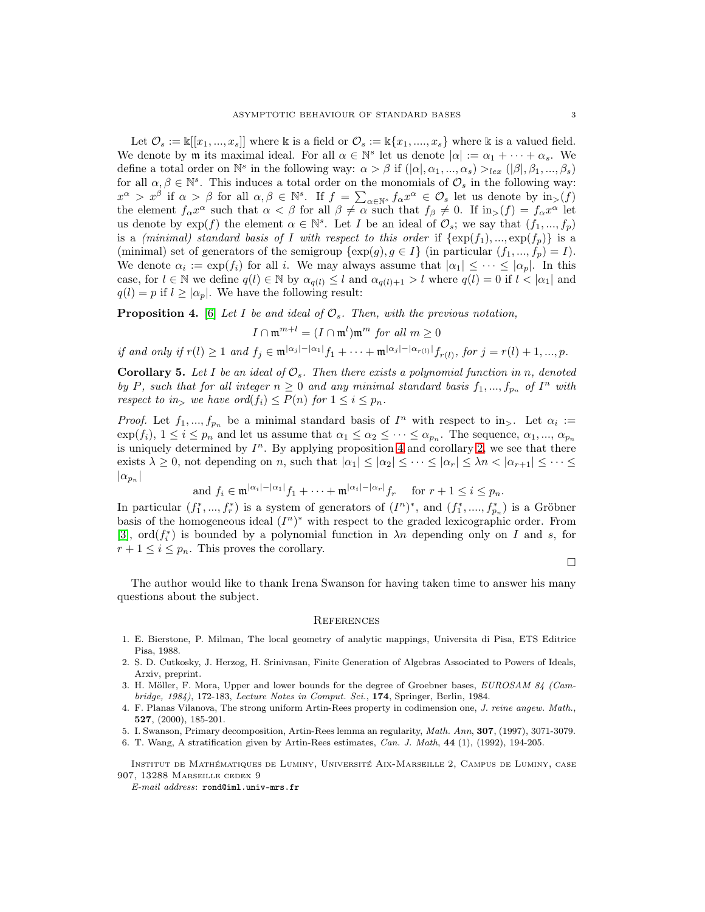Let $\mathcal{O}_s := \Bbbk[[x_1, ..., x_s]]$ where $\Bbbk$ is a field or $\mathcal{O}_s := \Bbbk\{x_1, ...., x_s\}$ where $\Bbbk$ is a valued field. We denote by $\mathfrak{m}$ its maximal ideal. For all $\alpha \in \mathbb{N}^s$ let us denote $|\alpha| := \alpha_1 + \cdots + \alpha_s$. We define a total order on $\mathbb{N}^s$ in the following way: $\alpha > \beta$ if $(|\alpha|, \alpha_1, ..., \alpha_s) >_{lex} (|\beta|, \beta_1, ..., \beta_s)$ for all $\alpha, \beta \in \mathbb{N}^s$. This induces a total order on the monomials of $\mathcal{O}_s$ in the following way: $x^\alpha > x^\beta$ if $\alpha > \beta$ for all $\alpha, \beta \in \mathbb{N}^s$. If $f = \sum_{\alpha \in \mathbb{N}^s} f_\alpha x^\alpha \in \mathcal{O}_s$ let us denote by $\text{in}_>(f)$ the element $f_\alpha x^\alpha$ such that $\alpha < \beta$ for all $\beta \neq \alpha$ such that $f_\beta \neq 0$. If $\text{in}_>(f) = f_\alpha x^\alpha$ let us denote by $\exp(f)$ the element $\alpha \in \mathbb{N}^s$. Let $I$ be an ideal of $\mathcal{O}_s$; we say that $(f_1, ..., f_p)$ is a *(minimal) standard basis of $I$ with respect to this order* if $\{\exp(f_1), ..., \exp(f_p)\}$ is a (minimal) set of generators of the semigroup $\{\exp(g), g \in I\}$ (in particular $(f_1, ..., f_p) = I$). We denote $\alpha_i := \exp(f_i)$ for all $i$. We may always assume that $|\alpha_1| \leq \cdots \leq |\alpha_p|$. In this case, for $l \in \mathbb{N}$ we define $q(l) \in \mathbb{N}$ by $\alpha_{q(l)} \leq l$ and $\alpha_{q(l)+1} > l$ where $q(l) = 0$ if $l < |\alpha_1|$ and $q(l) = p$ if $l \geq |\alpha_p|$. We have the following result:

**Proposition 4.** [6] *Let $I$ be and ideal of $\mathcal{O}_s$. Then, with the previous notation,*

$$I \cap \mathfrak{m}^{m+l} = (I \cap \mathfrak{m}^l)\mathfrak{m}^m \text{ for all } m \geq 0$$

*if and only if $r(l) \geq 1$ and $f_j \in \mathfrak{m}^{|\alpha_j| - |\alpha_1|} f_1 + \cdots + \mathfrak{m}^{|\alpha_j| - |\alpha_{r(l)}|} f_{r(l)}$, for $j = r(l) + 1, ..., p$.*

**Corollary 5.** *Let $I$ be an ideal of $\mathcal{O}_s$. Then there exists a polynomial function in $n$, denoted by $P$, such that for all integer $n \geq 0$ and any minimal standard basis $f_1, ..., f_{p_n}$ of $I^n$ with respect to $\text{in}_>$ we have $\text{ord}(f_i) \leq P(n)$ for $1 \leq i \leq p_n$.*

*Proof.* Let $f_1, ..., f_{p_n}$ be a minimal standard basis of $I^n$ with respect to $\text{in}_>$. Let $\alpha_i := \exp(f_i)$, $1 \leq i \leq p_n$ and let us assume that $\alpha_1 \leq \alpha_2 \leq \cdots \leq \alpha_{p_n}$. The sequence, $\alpha_1, ..., \alpha_{p_n}$ is uniquely determined by $I^n$. By applying proposition 4 and corollary 2, we see that there exists $\lambda \geq 0$, not depending on $n$, such that $|\alpha_1| \leq |\alpha_2| \leq \cdots \leq |\alpha_r| \leq \lambda n < |\alpha_{r+1}| \leq \cdots \leq |\alpha_{p_n}|$

$$\text{and } f_i \in \mathfrak{m}^{|\alpha_i| - |\alpha_1|} f_1 + \cdots + \mathfrak{m}^{|\alpha_i| - |\alpha_r|} f_r \quad \text{for } r + 1 \leq i \leq p_n.$$

In particular $(f_1^*, ..., f_r^*)$ is a system of generators of $(I^n)^*$, and $(f_1^*, ...., f_{p_n}^*)$ is a Gröbner basis of the homogeneous ideal $(I^n)^*$ with respect to the graded lexicographic order. From [3], $\text{ord}(f_i^*)$ is bounded by a polynomial function in $\lambda n$ depending only on $I$ and $s$, for $r + 1 \leq i \leq p_n$. This proves the corollary.

□

The author would like to thank Irena Swanson for having taken time to answer his many questions about the subject.

## References

1. E. Bierstone, P. Milman, The local geometry of analytic mappings, Universita di Pisa, ETS Editrice Pisa, 1988.
2. S. D. Cutkosky, J. Herzog, H. Srinivasan, Finite Generation of Algebras Associated to Powers of Ideals, Arxiv, preprint.
3. H. Möller, F. Mora, Upper and lower bounds for the degree of Groebner bases, *EUROSAM 84 (Cambridge, 1984)*, 172-183, *Lecture Notes in Comput. Sci.*, **174**, Springer, Berlin, 1984.
4. F. Planas Vilanova, The strong uniform Artin-Rees property in codimension one, *J. reine angew. Math.*, **527**, (2000), 185-201.
5. I. Swanson, Primary decomposition, Artin-Rees lemma an regularity, *Math. Ann*, **307**, (1997), 3071-3079.
6. T. Wang, A stratification given by Artin-Rees estimates, *Can. J. Math*, **44** (1), (1992), 194-205.

Institut de Mathématiques de Luminy, Université Aix-Marseille 2, Campus de Luminy, case 907, 13288 Marseille cedex 9

*E-mail address*: rond@iml.univ-mrs.fr